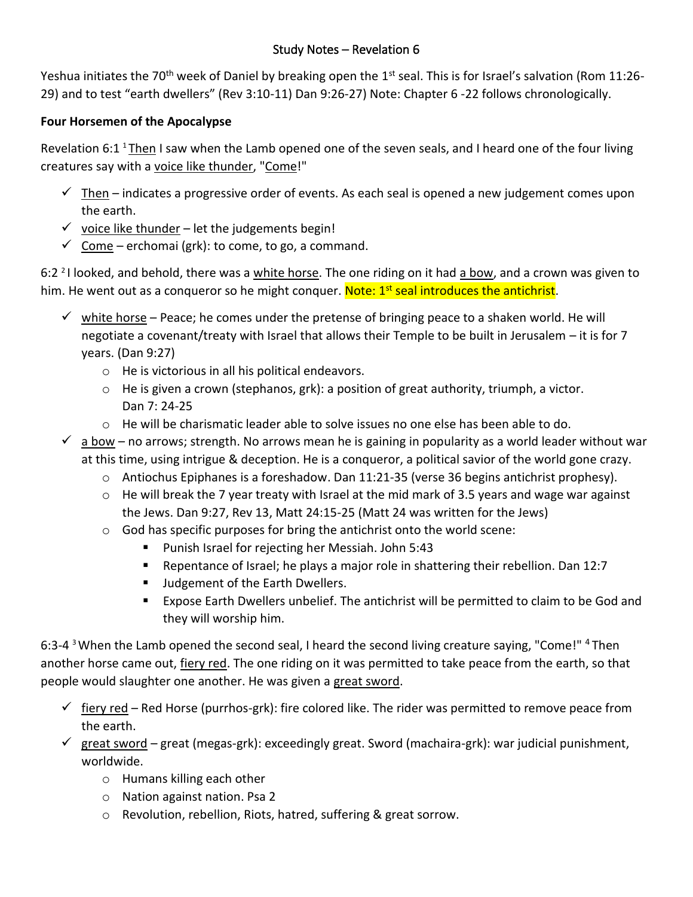# Study Notes – Revelation 6

Yeshua initiates the 70th week of Daniel by breaking open the 1st seal. This is for Israel's salvation (Rom 11:26-29) and to test "earth dwellers" (Rev 3:10-11) Dan 9:26-27) Note: Chapter 6 -22 follows chronologically.

**Four Horsemen of the Apocalypse**

Revelation 6:1 [1] Then I saw when the Lamb opened one of the seven seals, and I heard one of the four living creatures say with a voice like thunder, "Come!"

- ✓ Then – indicates a progressive order of events. As each seal is opened a new judgement comes upon the earth.
- ✓ voice like thunder – let the judgements begin!
- ✓ Come – erchomai (grk): to come, to go, a command.

6:2 [2] I looked, and behold, there was a white horse. The one riding on it had a bow, and a crown was given to him. He went out as a conqueror so he might conquer. Note: 1st seal introduces the antichrist.

- ✓ white horse – Peace; he comes under the pretense of bringing peace to a shaken world. He will negotiate a covenant/treaty with Israel that allows their Temple to be built in Jerusalem – it is for 7 years. (Dan 9:27)
  - He is victorious in all his political endeavors.
  - He is given a crown (stephanos, grk): a position of great authority, triumph, a victor. Dan 7: 24-25
  - He will be charismatic leader able to solve issues no one else has been able to do.
- ✓ a bow – no arrows; strength. No arrows mean he is gaining in popularity as a world leader without war at this time, using intrigue & deception. He is a conqueror, a political savior of the world gone crazy.
  - Antiochus Epiphanes is a foreshadow. Dan 11:21-35 (verse 36 begins antichrist prophesy).
  - He will break the 7 year treaty with Israel at the mid mark of 3.5 years and wage war against the Jews. Dan 9:27, Rev 13, Matt 24:15-25 (Matt 24 was written for the Jews)
  - God has specific purposes for bring the antichrist onto the world scene:
    - Punish Israel for rejecting her Messiah. John 5:43
    - Repentance of Israel; he plays a major role in shattering their rebellion. Dan 12:7
    - Judgement of the Earth Dwellers.
    - Expose Earth Dwellers unbelief. The antichrist will be permitted to claim to be God and they will worship him.

6:3-4 [3] When the Lamb opened the second seal, I heard the second living creature saying, "Come!" [4] Then another horse came out, fiery red. The one riding on it was permitted to take peace from the earth, so that people would slaughter one another. He was given a great sword.

- ✓ fiery red – Red Horse (purrhos-grk): fire colored like. The rider was permitted to remove peace from the earth.
- ✓ great sword – great (megas-grk): exceedingly great. Sword (machaira-grk): war judicial punishment, worldwide.
  - Humans killing each other
  - Nation against nation. Psa 2
  - Revolution, rebellion, Riots, hatred, suffering & great sorrow.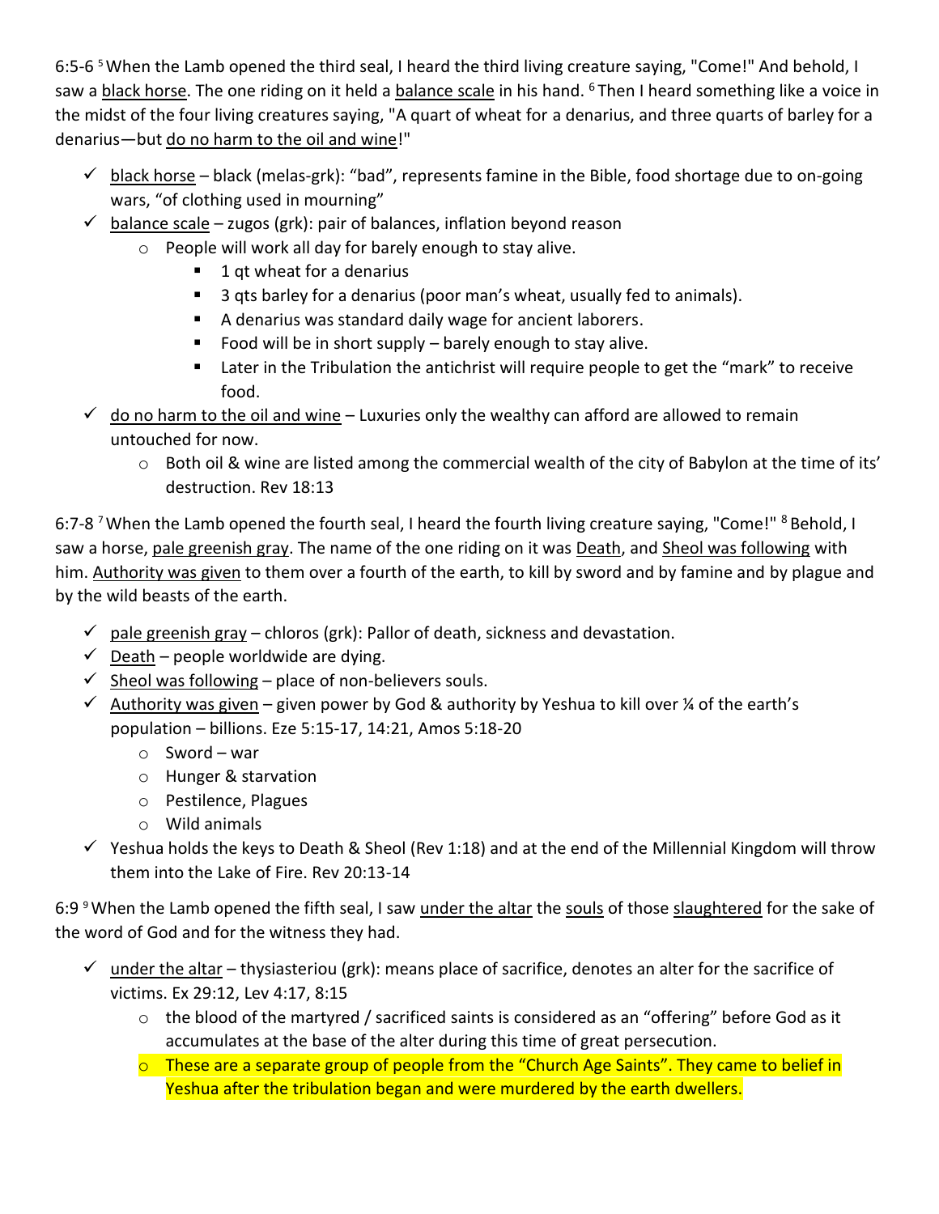6:5-6 [5] When the Lamb opened the third seal, I heard the third living creature saying, "Come!" And behold, I saw a <u>black horse</u>. The one riding on it held a <u>balance scale</u> in his hand. [6] Then I heard something like a voice in the midst of the four living creatures saying, "A quart of wheat for a denarius, and three quarts of barley for a denarius—but <u>do no harm to the oil and wine</u>!"

- ✓ <u>black horse</u> – black (melas-grk): "bad", represents famine in the Bible, food shortage due to on-going wars, "of clothing used in mourning"
- ✓ <u>balance scale</u> – zugos (grk): pair of balances, inflation beyond reason
  - People will work all day for barely enough to stay alive.
    - 1 qt wheat for a denarius
    - 3 qts barley for a denarius (poor man's wheat, usually fed to animals).
    - A denarius was standard daily wage for ancient laborers.
    - Food will be in short supply – barely enough to stay alive.
    - Later in the Tribulation the antichrist will require people to get the "mark" to receive food.
- ✓ <u>do no harm to the oil and wine</u> – Luxuries only the wealthy can afford are allowed to remain untouched for now.
  - Both oil & wine are listed among the commercial wealth of the city of Babylon at the time of its' destruction. Rev 18:13

6:7-8 [7] When the Lamb opened the fourth seal, I heard the fourth living creature saying, "Come!" [8] Behold, I saw a horse, <u>pale greenish gray</u>. The name of the one riding on it was <u>Death</u>, and <u>Sheol was following</u> with him. <u>Authority was given</u> to them over a fourth of the earth, to kill by sword and by famine and by plague and by the wild beasts of the earth.

- ✓ <u>pale greenish gray</u> – chloros (grk): Pallor of death, sickness and devastation.
- ✓ <u>Death</u> – people worldwide are dying.
- ✓ <u>Sheol was following</u> – place of non-believers souls.
- ✓ <u>Authority was given</u> – given power by God & authority by Yeshua to kill over ¼ of the earth's population – billions. Eze 5:15-17, 14:21, Amos 5:18-20
  - Sword – war
  - Hunger & starvation
  - Pestilence, Plagues
  - Wild animals
- ✓ Yeshua holds the keys to Death & Sheol (Rev 1:18) and at the end of the Millennial Kingdom will throw them into the Lake of Fire. Rev 20:13-14

6:9 [9] When the Lamb opened the fifth seal, I saw <u>under the altar</u> the <u>souls</u> of those <u>slaughtered</u> for the sake of the word of God and for the witness they had.

- ✓ <u>under the altar</u> – thysiasteriou (grk): means place of sacrifice, denotes an alter for the sacrifice of victims. Ex 29:12, Lev 4:17, 8:15
  - the blood of the martyred / sacrificed saints is considered as an "offering" before God as it accumulates at the base of the alter during this time of great persecution.
  - These are a separate group of people from the "Church Age Saints". They came to belief in Yeshua after the tribulation began and were murdered by the earth dwellers.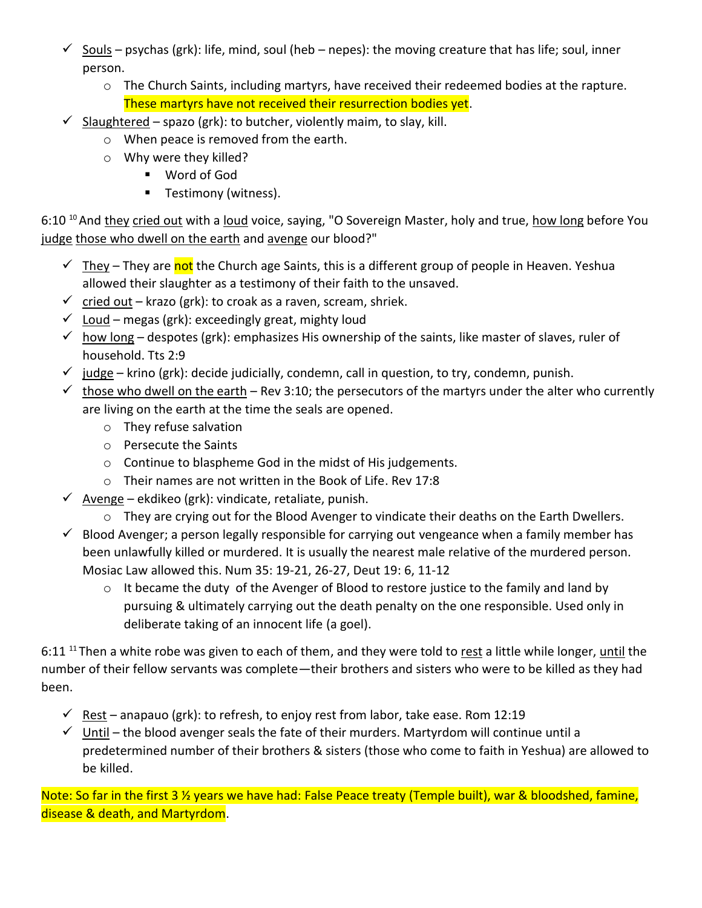- ✓ Souls – psychas (grk): life, mind, soul (heb – nepes): the moving creature that has life; soul, inner person.
  - The Church Saints, including martyrs, have received their redeemed bodies at the rapture. These martyrs have not received their resurrection bodies yet.
- ✓ Slaughtered – spazo (grk): to butcher, violently maim, to slay, kill.
  - When peace is removed from the earth.
  - Why were they killed?
    - Word of God
    - Testimony (witness).

6:10 [10] And they cried out with a loud voice, saying, "O Sovereign Master, holy and true, how long before You judge those who dwell on the earth and avenge our blood?"

- ✓ They – They are not the Church age Saints, this is a different group of people in Heaven. Yeshua allowed their slaughter as a testimony of their faith to the unsaved.
- ✓ cried out – krazo (grk): to croak as a raven, scream, shriek.
- ✓ Loud – megas (grk): exceedingly great, mighty loud
- ✓ how long – despotes (grk): emphasizes His ownership of the saints, like master of slaves, ruler of household. Tts 2:9
- ✓ judge – krino (grk): decide judicially, condemn, call in question, to try, condemn, punish.
- ✓ those who dwell on the earth – Rev 3:10; the persecutors of the martyrs under the alter who currently are living on the earth at the time the seals are opened.
  - They refuse salvation
  - Persecute the Saints
  - Continue to blaspheme God in the midst of His judgements.
  - Their names are not written in the Book of Life. Rev 17:8
- ✓ Avenge – ekdikeo (grk): vindicate, retaliate, punish.
  - They are crying out for the Blood Avenger to vindicate their deaths on the Earth Dwellers.
- ✓ Blood Avenger; a person legally responsible for carrying out vengeance when a family member has been unlawfully killed or murdered. It is usually the nearest male relative of the murdered person. Mosiac Law allowed this. Num 35: 19-21, 26-27, Deut 19: 6, 11-12
  - It became the duty of the Avenger of Blood to restore justice to the family and land by pursuing & ultimately carrying out the death penalty on the one responsible. Used only in deliberate taking of an innocent life (a goel).

6:11 [11] Then a white robe was given to each of them, and they were told to rest a little while longer, until the number of their fellow servants was complete—their brothers and sisters who were to be killed as they had been.

- ✓ Rest – anapauo (grk): to refresh, to enjoy rest from labor, take ease. Rom 12:19
- ✓ Until – the blood avenger seals the fate of their murders. Martyrdom will continue until a predetermined number of their brothers & sisters (those who come to faith in Yeshua) are allowed to be killed.

Note: So far in the first 3 ½ years we have had: False Peace treaty (Temple built), war & bloodshed, famine, disease & death, and Martyrdom.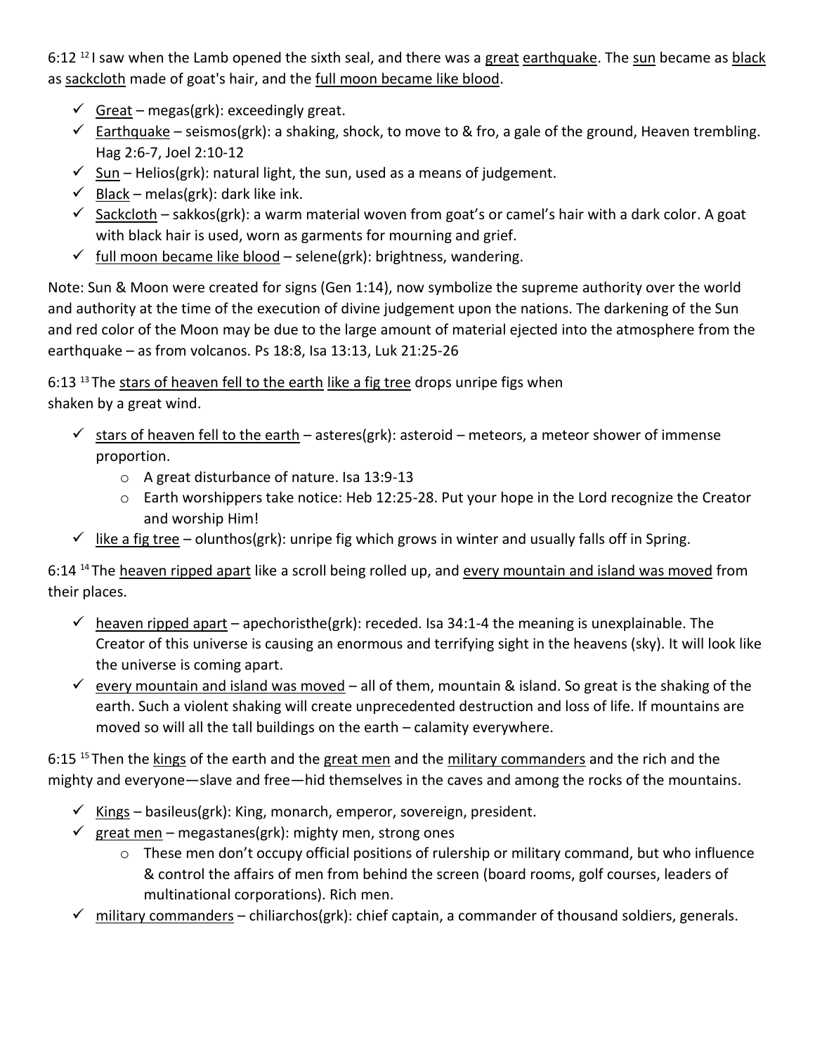6:12 [12] I saw when the Lamb opened the sixth seal, and there was a <u>great</u> <u>earthquake</u>. The <u>sun</u> became as <u>black</u> as <u>sackcloth</u> made of goat's hair, and the <u>full moon became like blood</u>.

- ✓ <u>Great</u> – megas(grk): exceedingly great.
- ✓ <u>Earthquake</u> – seismos(grk): a shaking, shock, to move to & fro, a gale of the ground, Heaven trembling. Hag 2:6-7, Joel 2:10-12
- ✓ <u>Sun</u> – Helios(grk): natural light, the sun, used as a means of judgement.
- ✓ <u>Black</u> – melas(grk): dark like ink.
- ✓ <u>Sackcloth</u> – sakkos(grk): a warm material woven from goat's or camel's hair with a dark color. A goat with black hair is used, worn as garments for mourning and grief.
- ✓ <u>full moon became like blood</u> – selene(grk): brightness, wandering.

Note: Sun & Moon were created for signs (Gen 1:14), now symbolize the supreme authority over the world and authority at the time of the execution of divine judgement upon the nations. The darkening of the Sun and red color of the Moon may be due to the large amount of material ejected into the atmosphere from the earthquake – as from volcanos. Ps 18:8, Isa 13:13, Luk 21:25-26

6:13 [13] The <u>stars of heaven fell to the earth</u> <u>like a fig tree</u> drops unripe figs when shaken by a great wind.

- ✓ <u>stars of heaven fell to the earth</u> – asteres(grk): asteroid – meteors, a meteor shower of immense proportion.
  - A great disturbance of nature. Isa 13:9-13
  - Earth worshippers take notice: Heb 12:25-28. Put your hope in the Lord recognize the Creator and worship Him!
- ✓ <u>like a fig tree</u> – olunthos(grk): unripe fig which grows in winter and usually falls off in Spring.

6:14 [14] The <u>heaven ripped apart</u> like a scroll being rolled up, and <u>every mountain and island was moved</u> from their places.

- ✓ <u>heaven ripped apart</u> – apechoristhe(grk): receded. Isa 34:1-4 the meaning is unexplainable. The Creator of this universe is causing an enormous and terrifying sight in the heavens (sky). It will look like the universe is coming apart.
- ✓ <u>every mountain and island was moved</u> – all of them, mountain & island. So great is the shaking of the earth. Such a violent shaking will create unprecedented destruction and loss of life. If mountains are moved so will all the tall buildings on the earth – calamity everywhere.

6:15 [15] Then the <u>kings</u> of the earth and the <u>great men</u> and the <u>military commanders</u> and the rich and the mighty and everyone—slave and free—hid themselves in the caves and among the rocks of the mountains.

- ✓ <u>Kings</u> – basileus(grk): King, monarch, emperor, sovereign, president.
- ✓ <u>great men</u> – megastanes(grk): mighty men, strong ones
  - These men don't occupy official positions of rulership or military command, but who influence & control the affairs of men from behind the screen (board rooms, golf courses, leaders of multinational corporations). Rich men.
- ✓ <u>military commanders</u> – chiliarchos(grk): chief captain, a commander of thousand soldiers, generals.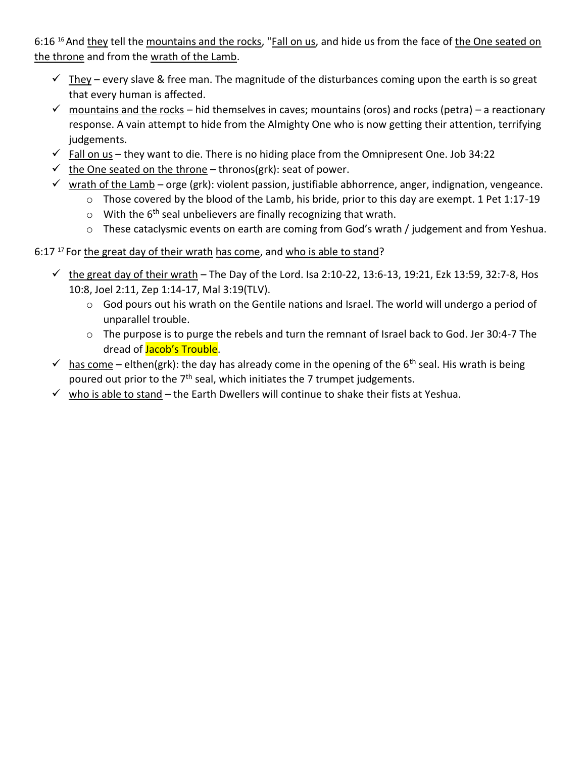6:16 [16] And <u>they</u> tell the <u>mountains and the rocks</u>, "<u>Fall on us</u>, and hide us from the face of <u>the One seated on the throne</u> and from the <u>wrath of the Lamb</u>.

- ✓ <u>They</u> – every slave & free man. The magnitude of the disturbances coming upon the earth is so great that every human is affected.
- ✓ <u>mountains and the rocks</u> – hid themselves in caves; mountains (oros) and rocks (petra) – a reactionary response. A vain attempt to hide from the Almighty One who is now getting their attention, terrifying judgements.
- ✓ <u>Fall on us</u> – they want to die. There is no hiding place from the Omnipresent One. Job 34:22
- ✓ <u>the One seated on the throne</u> – thronos(grk): seat of power.
- ✓ <u>wrath of the Lamb</u> – orge (grk): violent passion, justifiable abhorrence, anger, indignation, vengeance.
    - Those covered by the blood of the Lamb, his bride, prior to this day are exempt. 1 Pet 1:17-19
    - With the 6th seal unbelievers are finally recognizing that wrath.
    - These cataclysmic events on earth are coming from God's wrath / judgement and from Yeshua.

6:17 [17] For <u>the great day of their wrath</u> <u>has come</u>, and <u>who is able to stand</u>?

- ✓ <u>the great day of their wrath</u> – The Day of the Lord. Isa 2:10-22, 13:6-13, 19:21, Ezk 13:59, 32:7-8, Hos 10:8, Joel 2:11, Zep 1:14-17, Mal 3:19(TLV).
    - God pours out his wrath on the Gentile nations and Israel. The world will undergo a period of unparallel trouble.
    - The purpose is to purge the rebels and turn the remnant of Israel back to God. Jer 30:4-7 The dread of Jacob's Trouble.
- ✓ <u>has come</u> – elthen(grk): the day has already come in the opening of the 6th seal. His wrath is being poured out prior to the 7th seal, which initiates the 7 trumpet judgements.
- ✓ <u>who is able to stand</u> – the Earth Dwellers will continue to shake their fists at Yeshua.